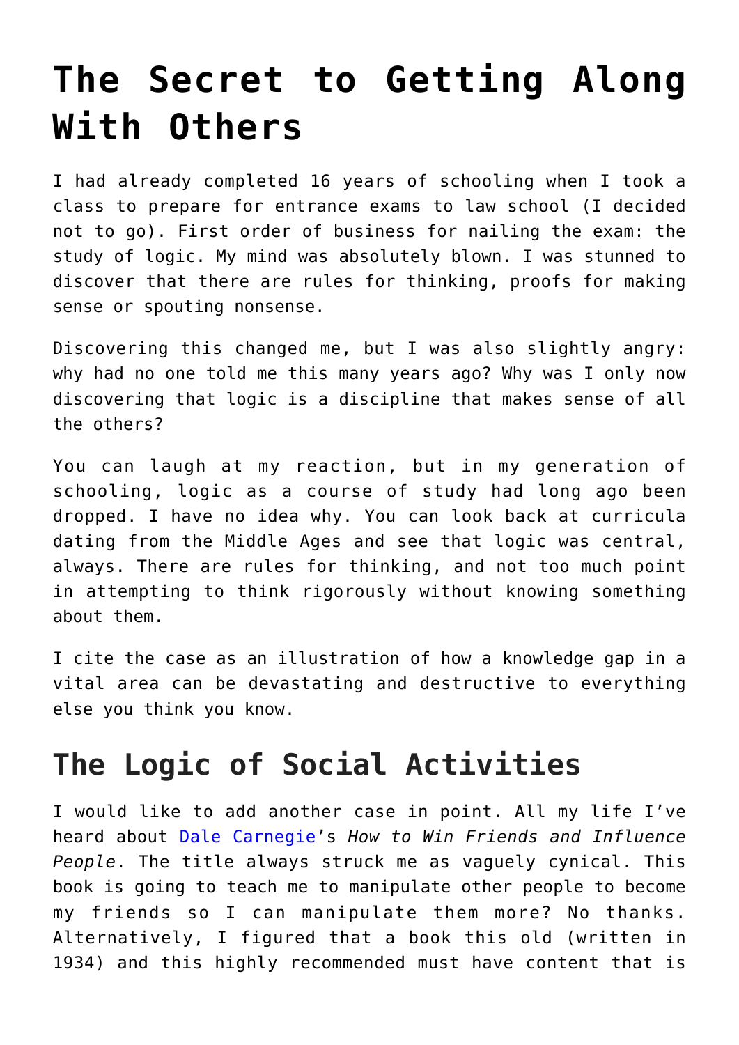# The Secret to Getting Along With Others

I had already completed 16 years of schooling when I took a class to prepare for entrance exams to law school (I decided not to go). First order of business for nailing the exam: the study of logic. My mind was absolutely blown. I was stunned to discover that there are rules for thinking, proofs for making sense or spouting nonsense.

Discovering this changed me, but I was also slightly angry: why had no one told me this many years ago? Why was I only now discovering that logic is a discipline that makes sense of all the others?

You can laugh at my reaction, but in my generation of schooling, logic as a course of study had long ago been dropped. I have no idea why. You can look back at curricula dating from the Middle Ages and see that logic was central, always. There are rules for thinking, and not too much point in attempting to think rigorously without knowing something about them.

I cite the case as an illustration of how a knowledge gap in a vital area can be devastating and destructive to everything else you think you know.

## The Logic of Social Activities

I would like to add another case in point. All my life I've heard about Dale Carnegie's *How to Win Friends and Influence People*. The title always struck me as vaguely cynical. This book is going to teach me to manipulate other people to become my friends so I can manipulate them more? No thanks. Alternatively, I figured that a book this old (written in 1934) and this highly recommended must have content that is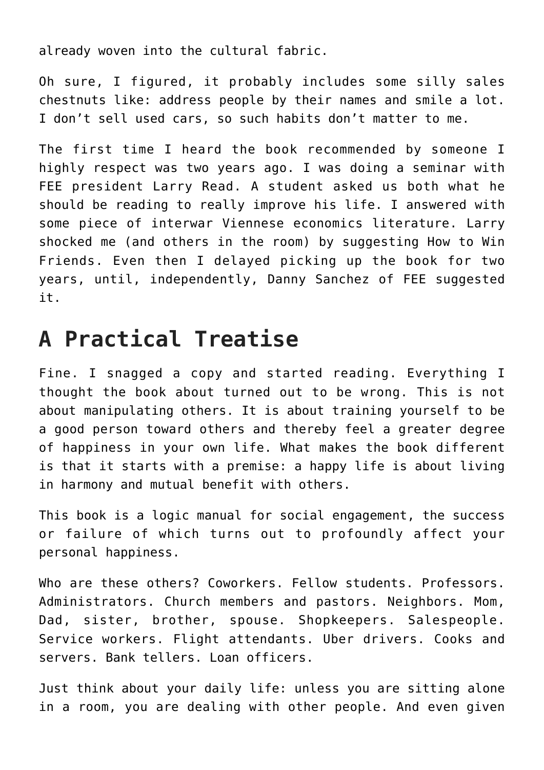already woven into the cultural fabric.

Oh sure, I figured, it probably includes some silly sales chestnuts like: address people by their names and smile a lot. I don't sell used cars, so such habits don't matter to me.

The first time I heard the book recommended by someone I highly respect was two years ago. I was doing a seminar with FEE president Larry Read. A student asked us both what he should be reading to really improve his life. I answered with some piece of interwar Viennese economics literature. Larry shocked me (and others in the room) by suggesting How to Win Friends. Even then I delayed picking up the book for two years, until, independently, Danny Sanchez of FEE suggested it.

## A Practical Treatise

Fine. I snagged a copy and started reading. Everything I thought the book about turned out to be wrong. This is not about manipulating others. It is about training yourself to be a good person toward others and thereby feel a greater degree of happiness in your own life. What makes the book different is that it starts with a premise: a happy life is about living in harmony and mutual benefit with others.

This book is a logic manual for social engagement, the success or failure of which turns out to profoundly affect your personal happiness.

Who are these others? Coworkers. Fellow students. Professors. Administrators. Church members and pastors. Neighbors. Mom, Dad, sister, brother, spouse. Shopkeepers. Salespeople. Service workers. Flight attendants. Uber drivers. Cooks and servers. Bank tellers. Loan officers.

Just think about your daily life: unless you are sitting alone in a room, you are dealing with other people. And even given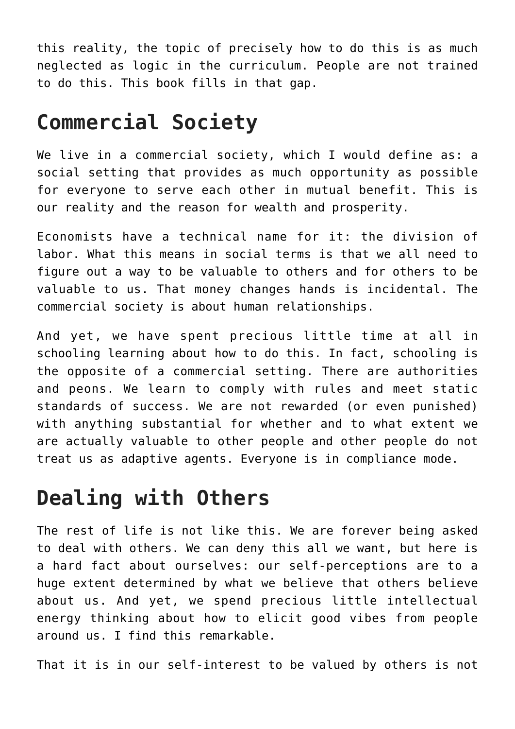this reality, the topic of precisely how to do this is as much neglected as logic in the curriculum. People are not trained to do this. This book fills in that gap.

## Commercial Society

We live in a commercial society, which I would define as: a social setting that provides as much opportunity as possible for everyone to serve each other in mutual benefit. This is our reality and the reason for wealth and prosperity.

Economists have a technical name for it: the division of labor. What this means in social terms is that we all need to figure out a way to be valuable to others and for others to be valuable to us. That money changes hands is incidental. The commercial society is about human relationships.

And yet, we have spent precious little time at all in schooling learning about how to do this. In fact, schooling is the opposite of a commercial setting. There are authorities and peons. We learn to comply with rules and meet static standards of success. We are not rewarded (or even punished) with anything substantial for whether and to what extent we are actually valuable to other people and other people do not treat us as adaptive agents. Everyone is in compliance mode.

## Dealing with Others

The rest of life is not like this. We are forever being asked to deal with others. We can deny this all we want, but here is a hard fact about ourselves: our self-perceptions are to a huge extent determined by what we believe that others believe about us. And yet, we spend precious little intellectual energy thinking about how to elicit good vibes from people around us. I find this remarkable.

That it is in our self-interest to be valued by others is not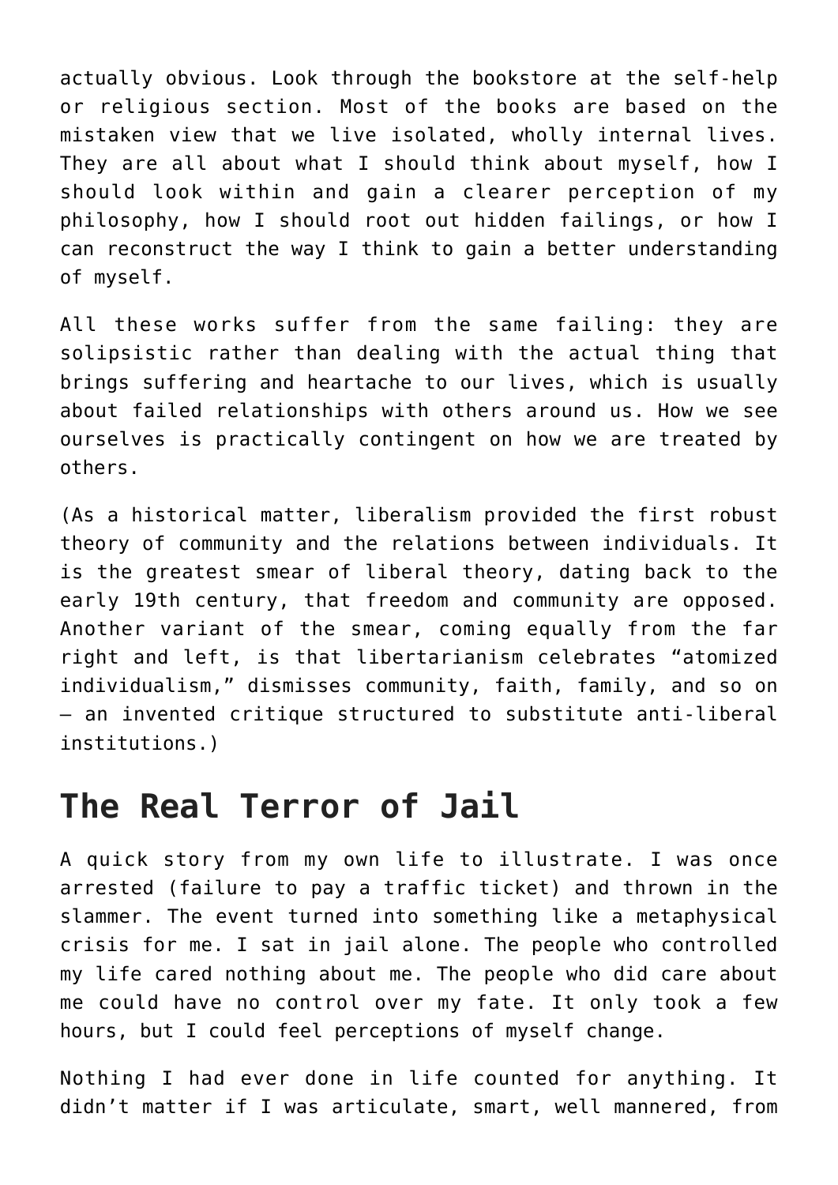actually obvious. Look through the bookstore at the self-help or religious section. Most of the books are based on the mistaken view that we live isolated, wholly internal lives. They are all about what I should think about myself, how I should look within and gain a clearer perception of my philosophy, how I should root out hidden failings, or how I can reconstruct the way I think to gain a better understanding of myself.

All these works suffer from the same failing: they are solipsistic rather than dealing with the actual thing that brings suffering and heartache to our lives, which is usually about failed relationships with others around us. How we see ourselves is practically contingent on how we are treated by others.

(As a historical matter, liberalism provided the first robust theory of community and the relations between individuals. It is the greatest smear of liberal theory, dating back to the early 19th century, that freedom and community are opposed. Another variant of the smear, coming equally from the far right and left, is that libertarianism celebrates "atomized individualism," dismisses community, faith, family, and so on – an invented critique structured to substitute anti-liberal institutions.)

## The Real Terror of Jail

A quick story from my own life to illustrate. I was once arrested (failure to pay a traffic ticket) and thrown in the slammer. The event turned into something like a metaphysical crisis for me. I sat in jail alone. The people who controlled my life cared nothing about me. The people who did care about me could have no control over my fate. It only took a few hours, but I could feel perceptions of myself change.

Nothing I had ever done in life counted for anything. It didn't matter if I was articulate, smart, well mannered, from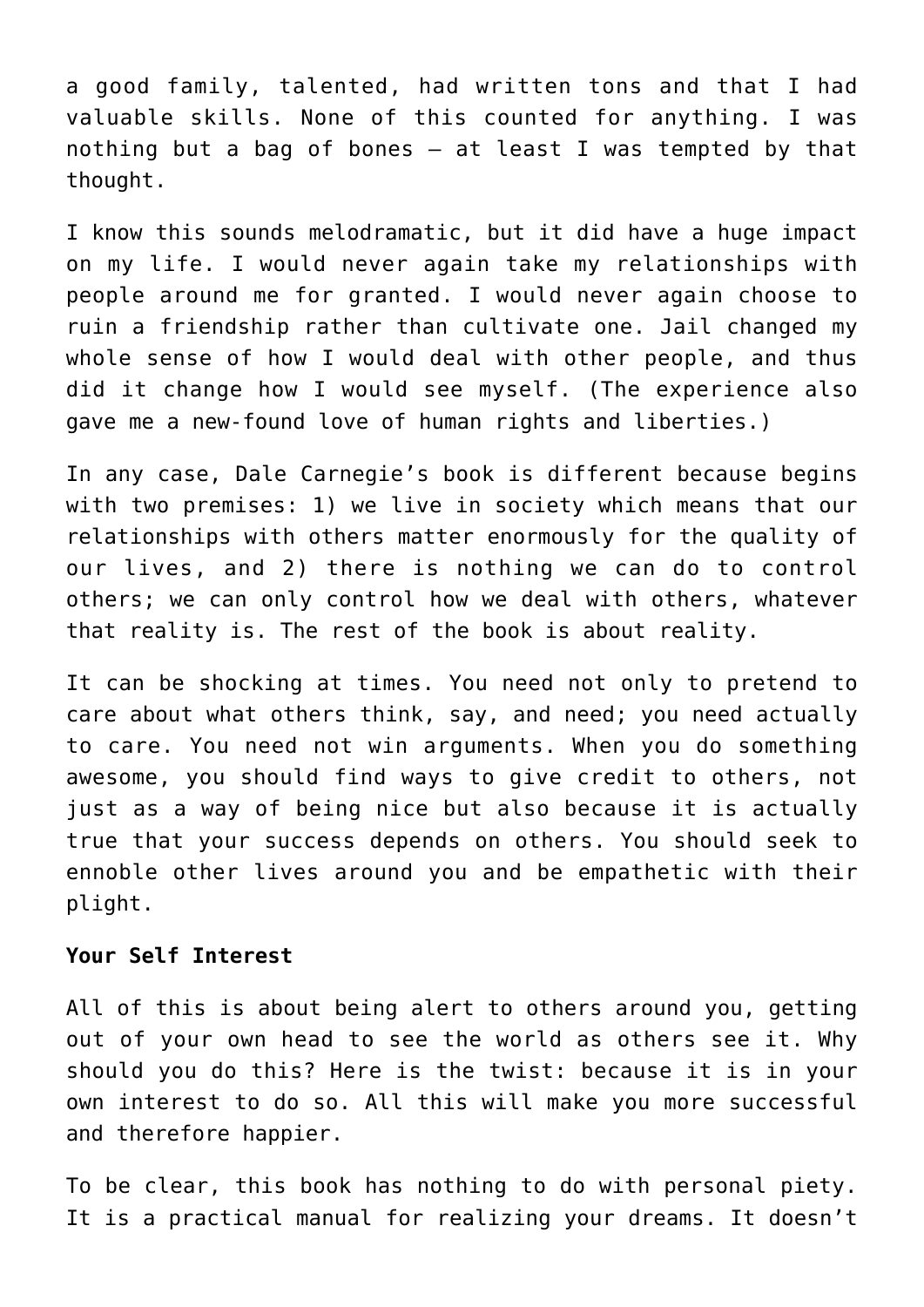a good family, talented, had written tons and that I had valuable skills. None of this counted for anything. I was nothing but a bag of bones – at least I was tempted by that thought.

I know this sounds melodramatic, but it did have a huge impact on my life. I would never again take my relationships with people around me for granted. I would never again choose to ruin a friendship rather than cultivate one. Jail changed my whole sense of how I would deal with other people, and thus did it change how I would see myself. (The experience also gave me a new-found love of human rights and liberties.)

In any case, Dale Carnegie's book is different because begins with two premises: 1) we live in society which means that our relationships with others matter enormously for the quality of our lives, and 2) there is nothing we can do to control others; we can only control how we deal with others, whatever that reality is. The rest of the book is about reality.

It can be shocking at times. You need not only to pretend to care about what others think, say, and need; you need actually to care. You need not win arguments. When you do something awesome, you should find ways to give credit to others, not just as a way of being nice but also because it is actually true that your success depends on others. You should seek to ennoble other lives around you and be empathetic with their plight.

**Your Self Interest**

All of this is about being alert to others around you, getting out of your own head to see the world as others see it. Why should you do this? Here is the twist: because it is in your own interest to do so. All this will make you more successful and therefore happier.

To be clear, this book has nothing to do with personal piety. It is a practical manual for realizing your dreams. It doesn't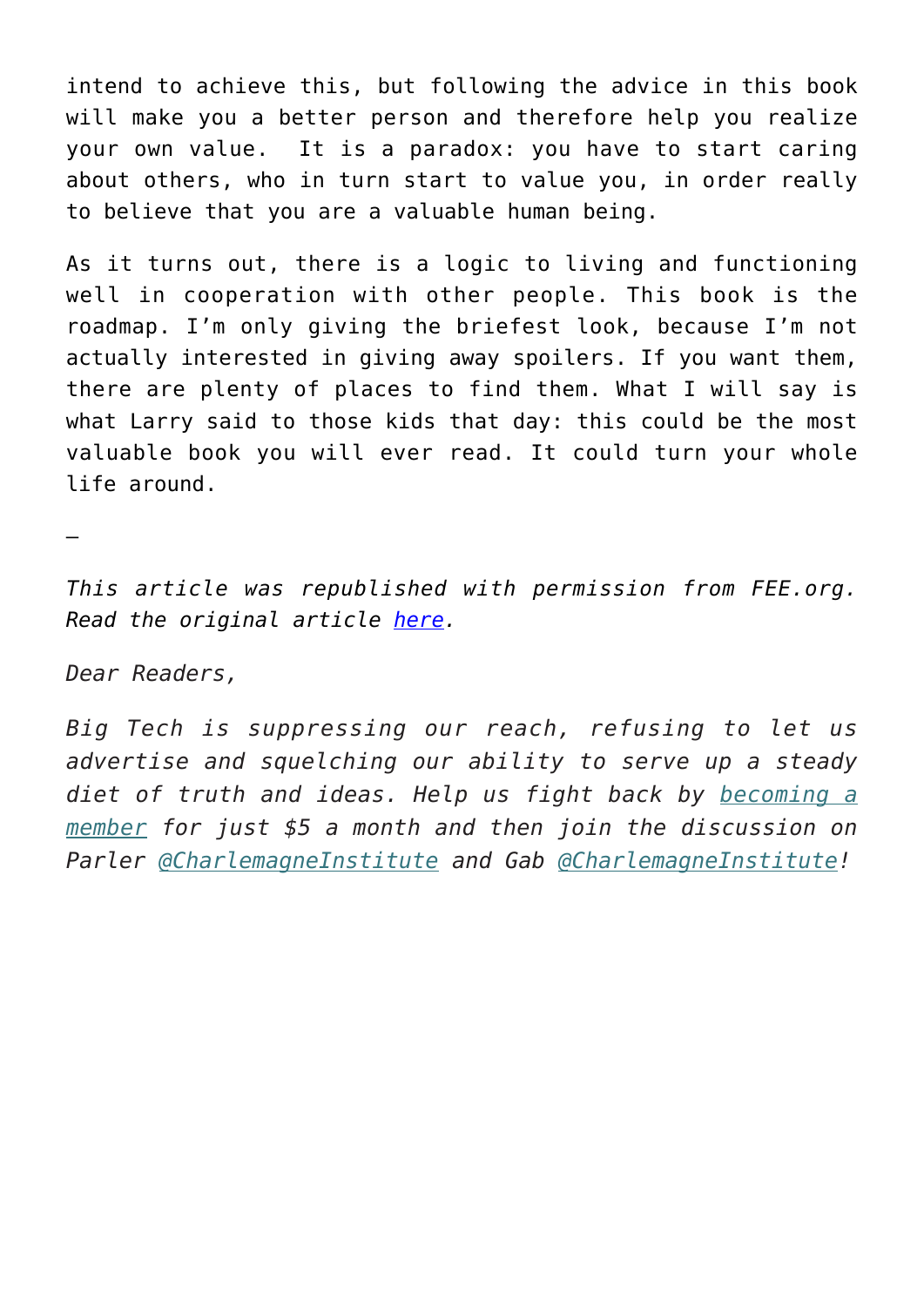intend to achieve this, but following the advice in this book will make you a better person and therefore help you realize your own value. It is a paradox: you have to start caring about others, who in turn start to value you, in order really to believe that you are a valuable human being.

As it turns out, there is a logic to living and functioning well in cooperation with other people. This book is the roadmap. I'm only giving the briefest look, because I'm not actually interested in giving away spoilers. If you want them, there are plenty of places to find them. What I will say is what Larry said to those kids that day: this could be the most valuable book you will ever read. It could turn your whole life around.

—

*This article was republished with permission from FEE.org. Read the original article [here](#).*

*Dear Readers,*

*Big Tech is suppressing our reach, refusing to let us advertise and squelching our ability to serve up a steady diet of truth and ideas. Help us fight back by [becoming a member](#) for just $5 a month and then join the discussion on Parler [@CharlemagneInstitute](#) and Gab [@CharlemagneInstitute](#)!*